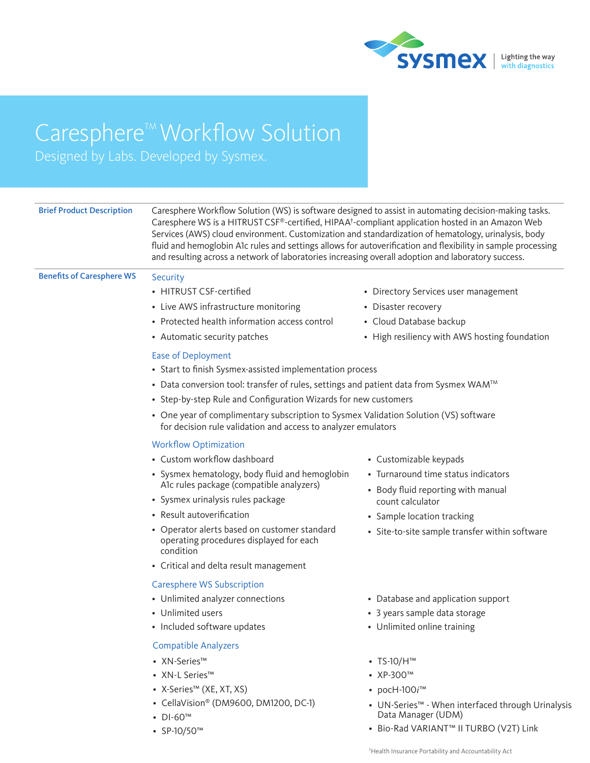Sysmex — Lighting the way with diagnostics

# Caresphere™ Workflow Solution

## Designed by Labs. Developed by Sysmex.

**Brief Product Description**

Caresphere Workflow Solution (WS) is software designed to assist in automating decision-making tasks. Caresphere WS is a HITRUST CSF®-certified, HIPAA†-compliant application hosted in an Amazon Web Services (AWS) cloud environment. Customization and standardization of hematology, urinalysis, body fluid and hemoglobin A1c rules and settings allows for autoverification and flexibility in sample processing and resulting across a network of laboratories increasing overall adoption and laboratory success.

**Benefits of Caresphere WS**

### Security

- HITRUST CSF-certified
- Live AWS infrastructure monitoring
- Protected health information access control
- Automatic security patches
- Directory Services user management
- Disaster recovery
- Cloud Database backup
- High resiliency with AWS hosting foundation

### Ease of Deployment

- Start to finish Sysmex-assisted implementation process
- Data conversion tool: transfer of rules, settings and patient data from Sysmex WAM™
- Step-by-step Rule and Configuration Wizards for new customers
- One year of complimentary subscription to Sysmex Validation Solution (VS) software for decision rule validation and access to analyzer emulators

### Workflow Optimization

- Custom workflow dashboard
- Sysmex hematology, body fluid and hemoglobin A1c rules package (compatible analyzers)
- Sysmex urinalysis rules package
- Result autoverification
- Operator alerts based on customer standard operating procedures displayed for each condition
- Critical and delta result management
- Customizable keypads
- Turnaround time status indicators
- Body fluid reporting with manual count calculator
- Sample location tracking
- Site-to-site sample transfer within software

### Caresphere WS Subscription

- Unlimited analyzer connections
- Unlimited users
- Included software updates
- Database and application support
- 3 years sample data storage
- Unlimited online training

### Compatible Analyzers

- XN-Series™
- XN-L Series™
- X-Series™ (XE, XT, XS)
- CellaVision® (DM9600, DM1200, DC-1)
- DI-60™
- SP-10/50™
- TS-10/H™
- XP-300™
- pocH-100*i*™
- UN-Series™ - When interfaced through Urinalysis Data Manager (UDM)
- Bio-Rad VARIANT™ II TURBO (V2T) Link

†Health Insurance Portability and Accountability Act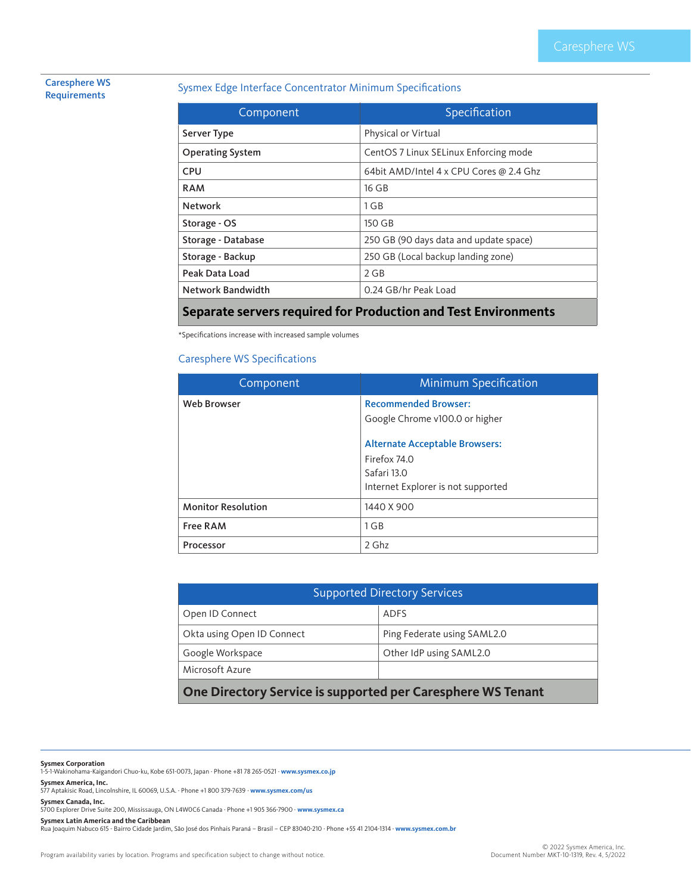## Caresphere WS Requirements

### Sysmex Edge Interface Concentrator Minimum Specifications

| Component | Specification |
|---|---|
| **Server Type** | Physical or Virtual |
| **Operating System** | CentOS 7 Linux SELinux Enforcing mode |
| **CPU** | 64bit AMD/Intel 4 x CPU Cores @ 2.4 Ghz |
| **RAM** | 16 GB |
| **Network** | 1 GB |
| **Storage - OS** | 150 GB |
| **Storage - Database** | 250 GB (90 days data and update space) |
| **Storage - Backup** | 250 GB (Local backup landing zone) |
| **Peak Data Load** | 2 GB |
| **Network Bandwidth** | 0.24 GB/hr Peak Load |
| **Separate servers required for Production and Test Environments** | |

*Specifications increase with increased sample volumes

### Caresphere WS Specifications

| Component | Minimum Specification |
|---|---|
| **Web Browser** | **Recommended Browser:** Google Chrome v100.0 or higher **Alternate Acceptable Browsers:** Firefox 74.0 Safari 13.0 Internet Explorer is not supported |
| **Monitor Resolution** | 1440 X 900 |
| **Free RAM** | 1 GB |
| **Processor** | 2 Ghz |

| Supported Directory Services | |
|---|---|
| Open ID Connect | ADFS |
| Okta using Open ID Connect | Ping Federate using SAML2.0 |
| Google Workspace | Other IdP using SAML2.0 |
| Microsoft Azure | |
| **One Directory Service is supported per Caresphere WS Tenant** | |

**Sysmex Corporation**
1-5-1-Wakinohama-Kaigandori Chuo-ku, Kobe 651-0073, Japan · Phone +81 78 265-0521 · **www.sysmex.co.jp**

**Sysmex America, Inc.**
577 Aptakisic Road, Lincolnshire, IL 60069, U.S.A. · Phone +1 800 379-7639 · **www.sysmex.com/us**

**Sysmex Canada, Inc.**
5700 Explorer Drive Suite 200, Mississauga, ON L4W0C6 Canada · Phone +1 905 366-7900 · **www.sysmex.ca**

**Sysmex Latin America and the Caribbean**
Rua Joaquim Nabuco 615 - Bairro Cidade Jardim, São José dos Pinhais Paraná – Brasil – CEP 83040-210 · Phone +55 41 2104-1314 · **www.sysmex.com.br**

Program availability varies by location. Programs and specification subject to change without notice.

© 2022 Sysmex America, Inc.
Document Number MKT-10-1319, Rev. 4, 5/2022